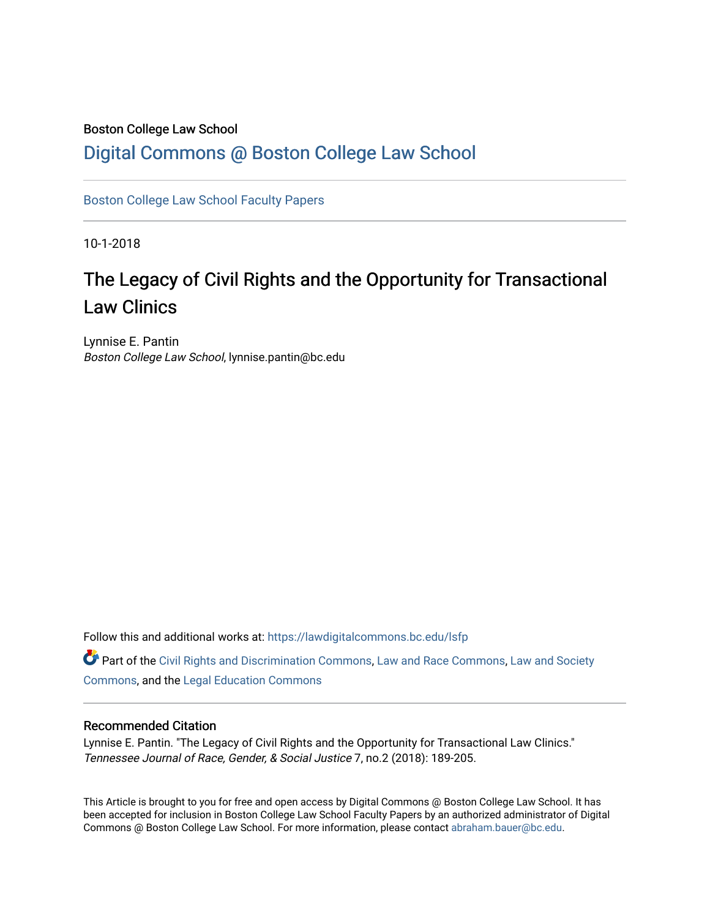Boston College Law School

# Digital Commons @ Boston College Law School

Boston College Law School Faculty Papers

10-1-2018

## The Legacy of Civil Rights and the Opportunity for Transactional Law Clinics

Lynnise E. Pantin
*Boston College Law School*, lynnise.pantin@bc.edu

Follow this and additional works at: https://lawdigitalcommons.bc.edu/lsfp

Part of the Civil Rights and Discrimination Commons, Law and Race Commons, Law and Society Commons, and the Legal Education Commons

### Recommended Citation

Lynnise E. Pantin. "The Legacy of Civil Rights and the Opportunity for Transactional Law Clinics." *Tennessee Journal of Race, Gender, & Social Justice* 7, no.2 (2018): 189-205.

This Article is brought to you for free and open access by Digital Commons @ Boston College Law School. It has been accepted for inclusion in Boston College Law School Faculty Papers by an authorized administrator of Digital Commons @ Boston College Law School. For more information, please contact abraham.bauer@bc.edu.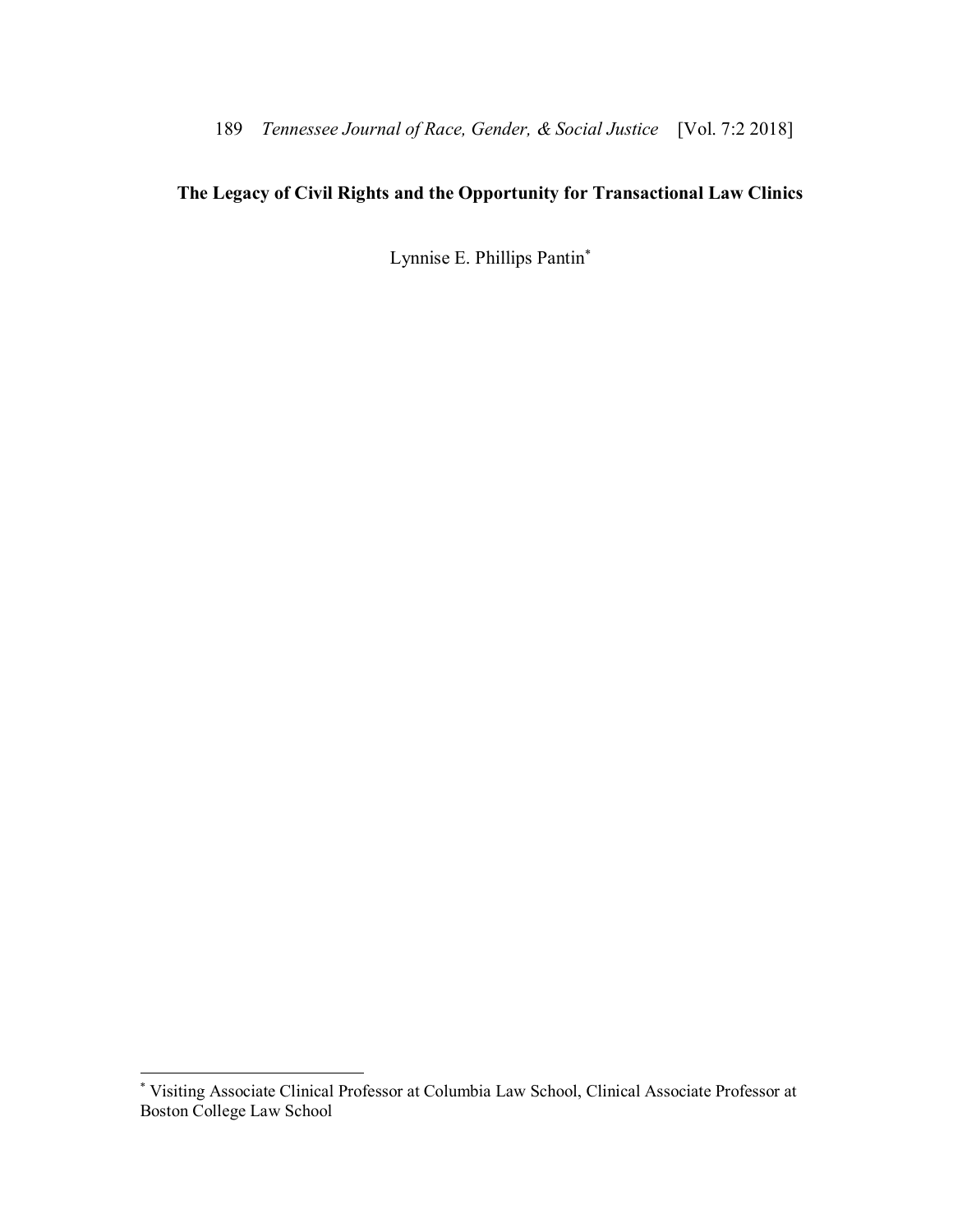# The Legacy of Civil Rights and the Opportunity for Transactional Law Clinics

Lynnise E. Phillips Pantin[*]

---

[*] Visiting Associate Clinical Professor at Columbia Law School, Clinical Associate Professor at Boston College Law School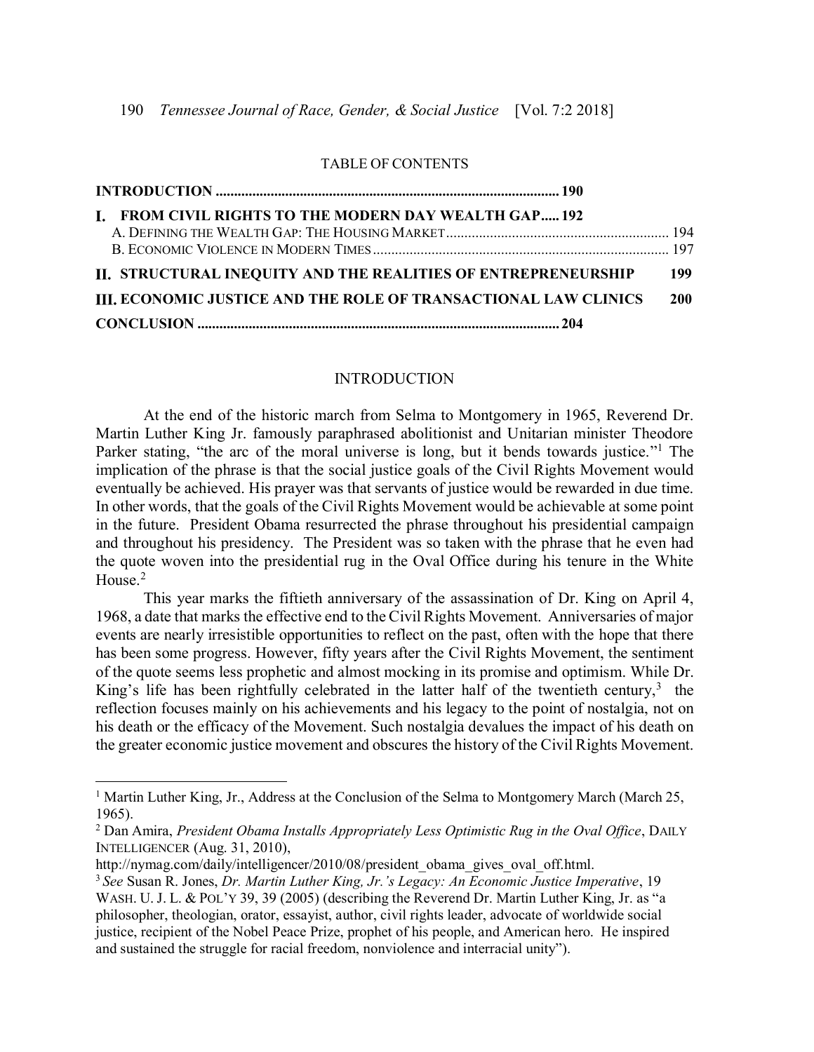TABLE OF CONTENTS

| | |
|---|---|
| **INTRODUCTION** | **190** |
| **I. FROM CIVIL RIGHTS TO THE MODERN DAY WEALTH GAP** | **192** |
| A. Defining the Wealth Gap: The Housing Market | 194 |
| B. Economic Violence in Modern Times | 197 |
| **II. STRUCTURAL INEQUITY AND THE REALITIES OF ENTREPRENEURSHIP** | **199** |
| **III. ECONOMIC JUSTICE AND THE ROLE OF TRANSACTIONAL LAW CLINICS** | **200** |
| **CONCLUSION** | **204** |

## INTRODUCTION

At the end of the historic march from Selma to Montgomery in 1965, Reverend Dr. Martin Luther King Jr. famously paraphrased abolitionist and Unitarian minister Theodore Parker stating, "the arc of the moral universe is long, but it bends towards justice."[1] The implication of the phrase is that the social justice goals of the Civil Rights Movement would eventually be achieved. His prayer was that servants of justice would be rewarded in due time. In other words, that the goals of the Civil Rights Movement would be achievable at some point in the future. President Obama resurrected the phrase throughout his presidential campaign and throughout his presidency. The President was so taken with the phrase that he even had the quote woven into the presidential rug in the Oval Office during his tenure in the White House.[2]

This year marks the fiftieth anniversary of the assassination of Dr. King on April 4, 1968, a date that marks the effective end to the Civil Rights Movement. Anniversaries of major events are nearly irresistible opportunities to reflect on the past, often with the hope that there has been some progress. However, fifty years after the Civil Rights Movement, the sentiment of the quote seems less prophetic and almost mocking in its promise and optimism. While Dr. King's life has been rightfully celebrated in the latter half of the twentieth century,[3] the reflection focuses mainly on his achievements and his legacy to the point of nostalgia, not on his death or the efficacy of the Movement. Such nostalgia devalues the impact of his death on the greater economic justice movement and obscures the history of the Civil Rights Movement.

---

[1] Martin Luther King, Jr., Address at the Conclusion of the Selma to Montgomery March (March 25, 1965).

[2] Dan Amira, *President Obama Installs Appropriately Less Optimistic Rug in the Oval Office*, DAILY INTELLIGENCER (Aug. 31, 2010), http://nymag.com/daily/intelligencer/2010/08/president_obama_gives_oval_off.html.

[3] *See* Susan R. Jones, *Dr. Martin Luther King, Jr.'s Legacy: An Economic Justice Imperative*, 19 WASH. U. J. L. & POL'Y 39, 39 (2005) (describing the Reverend Dr. Martin Luther King, Jr. as "a philosopher, theologian, orator, essayist, author, civil rights leader, advocate of worldwide social justice, recipient of the Nobel Peace Prize, prophet of his people, and American hero. He inspired and sustained the struggle for racial freedom, nonviolence and interracial unity").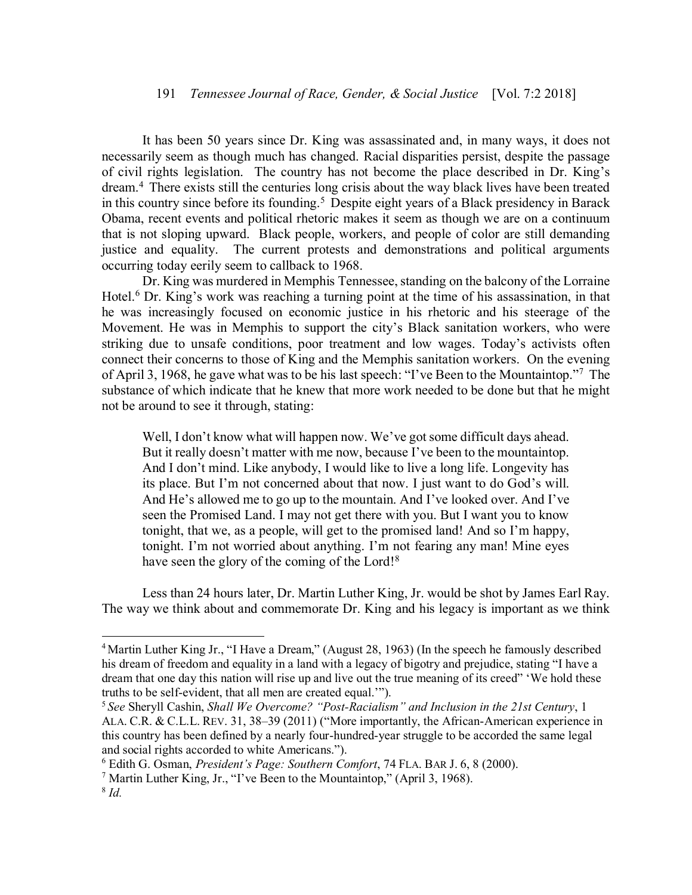It has been 50 years since Dr. King was assassinated and, in many ways, it does not necessarily seem as though much has changed. Racial disparities persist, despite the passage of civil rights legislation. The country has not become the place described in Dr. King's dream.[4] There exists still the centuries long crisis about the way black lives have been treated in this country since before its founding.[5] Despite eight years of a Black presidency in Barack Obama, recent events and political rhetoric makes it seem as though we are on a continuum that is not sloping upward. Black people, workers, and people of color are still demanding justice and equality. The current protests and demonstrations and political arguments occurring today eerily seem to callback to 1968.

Dr. King was murdered in Memphis Tennessee, standing on the balcony of the Lorraine Hotel.[6] Dr. King's work was reaching a turning point at the time of his assassination, in that he was increasingly focused on economic justice in his rhetoric and his steerage of the Movement. He was in Memphis to support the city's Black sanitation workers, who were striking due to unsafe conditions, poor treatment and low wages. Today's activists often connect their concerns to those of King and the Memphis sanitation workers. On the evening of April 3, 1968, he gave what was to be his last speech: "I've Been to the Mountaintop."[7] The substance of which indicate that he knew that more work needed to be done but that he might not be around to see it through, stating:

> Well, I don't know what will happen now. We've got some difficult days ahead. But it really doesn't matter with me now, because I've been to the mountaintop. And I don't mind. Like anybody, I would like to live a long life. Longevity has its place. But I'm not concerned about that now. I just want to do God's will. And He's allowed me to go up to the mountain. And I've looked over. And I've seen the Promised Land. I may not get there with you. But I want you to know tonight, that we, as a people, will get to the promised land! And so I'm happy, tonight. I'm not worried about anything. I'm not fearing any man! Mine eyes have seen the glory of the coming of the Lord![8]

Less than 24 hours later, Dr. Martin Luther King, Jr. would be shot by James Earl Ray. The way we think about and commemorate Dr. King and his legacy is important as we think

---

[4] Martin Luther King Jr., "I Have a Dream," (August 28, 1963) (In the speech he famously described his dream of freedom and equality in a land with a legacy of bigotry and prejudice, stating "I have a dream that one day this nation will rise up and live out the true meaning of its creed" 'We hold these truths to be self-evident, that all men are created equal.'").

[5] *See* Sheryll Cashin, *Shall We Overcome? "Post-Racialism" and Inclusion in the 21st Century*, 1 ALA. C.R. & C.L.L. REV. 31, 38–39 (2011) ("More importantly, the African-American experience in this country has been defined by a nearly four-hundred-year struggle to be accorded the same legal and social rights accorded to white Americans.").

[6] Edith G. Osman, *President's Page: Southern Comfort*, 74 FLA. BAR J. 6, 8 (2000).

[7] Martin Luther King, Jr., "I've Been to the Mountaintop," (April 3, 1968).

[8] *Id.*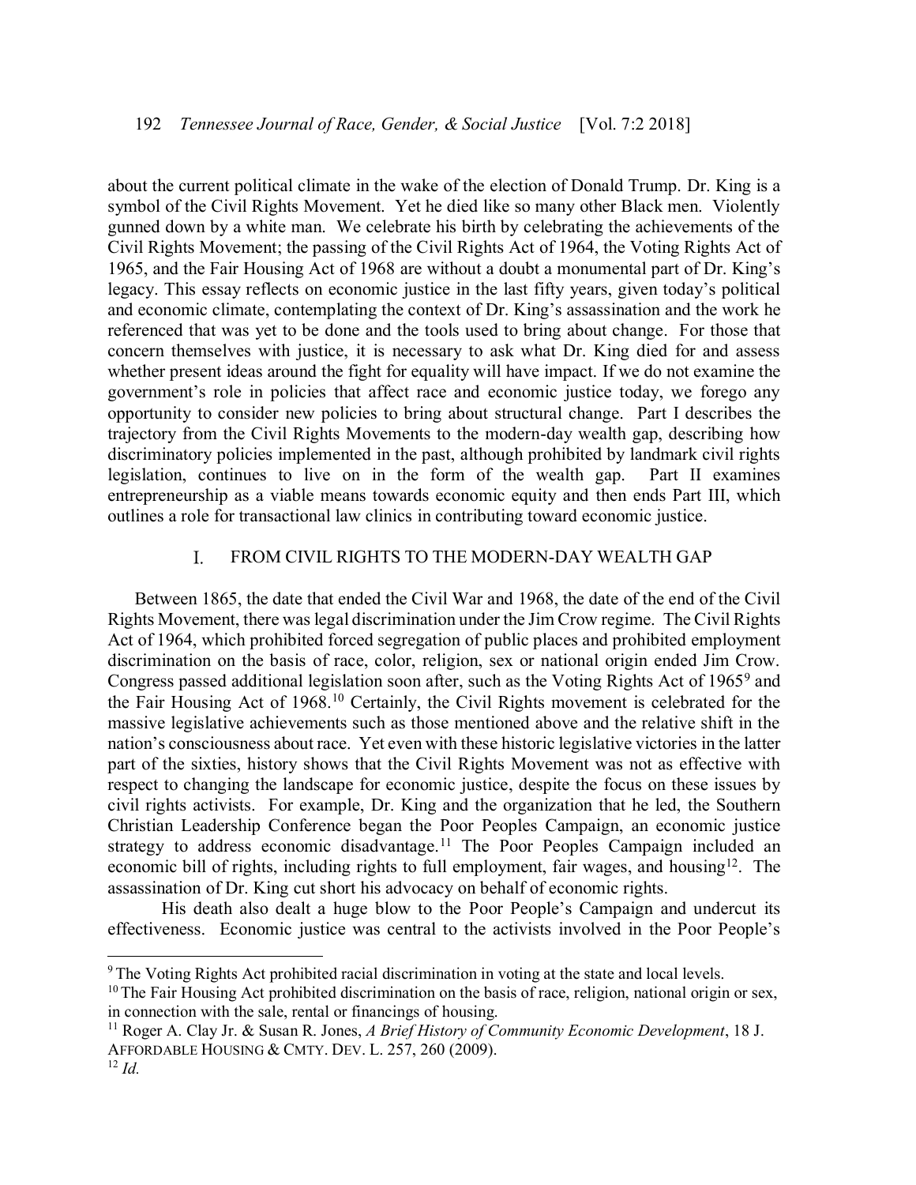about the current political climate in the wake of the election of Donald Trump. Dr. King is a symbol of the Civil Rights Movement. Yet he died like so many other Black men. Violently gunned down by a white man. We celebrate his birth by celebrating the achievements of the Civil Rights Movement; the passing of the Civil Rights Act of 1964, the Voting Rights Act of 1965, and the Fair Housing Act of 1968 are without a doubt a monumental part of Dr. King's legacy. This essay reflects on economic justice in the last fifty years, given today's political and economic climate, contemplating the context of Dr. King's assassination and the work he referenced that was yet to be done and the tools used to bring about change. For those that concern themselves with justice, it is necessary to ask what Dr. King died for and assess whether present ideas around the fight for equality will have impact. If we do not examine the government's role in policies that affect race and economic justice today, we forego any opportunity to consider new policies to bring about structural change. Part I describes the trajectory from the Civil Rights Movements to the modern-day wealth gap, describing how discriminatory policies implemented in the past, although prohibited by landmark civil rights legislation, continues to live on in the form of the wealth gap. Part II examines entrepreneurship as a viable means towards economic equity and then ends Part III, which outlines a role for transactional law clinics in contributing toward economic justice.

## I. FROM CIVIL RIGHTS TO THE MODERN-DAY WEALTH GAP

Between 1865, the date that ended the Civil War and 1968, the date of the end of the Civil Rights Movement, there was legal discrimination under the Jim Crow regime. The Civil Rights Act of 1964, which prohibited forced segregation of public places and prohibited employment discrimination on the basis of race, color, religion, sex or national origin ended Jim Crow. Congress passed additional legislation soon after, such as the Voting Rights Act of 1965[9] and the Fair Housing Act of 1968.[10] Certainly, the Civil Rights movement is celebrated for the massive legislative achievements such as those mentioned above and the relative shift in the nation's consciousness about race. Yet even with these historic legislative victories in the latter part of the sixties, history shows that the Civil Rights Movement was not as effective with respect to changing the landscape for economic justice, despite the focus on these issues by civil rights activists. For example, Dr. King and the organization that he led, the Southern Christian Leadership Conference began the Poor Peoples Campaign, an economic justice strategy to address economic disadvantage.[11] The Poor Peoples Campaign included an economic bill of rights, including rights to full employment, fair wages, and housing[12]. The assassination of Dr. King cut short his advocacy on behalf of economic rights.

His death also dealt a huge blow to the Poor People's Campaign and undercut its effectiveness. Economic justice was central to the activists involved in the Poor People's

---

[9] The Voting Rights Act prohibited racial discrimination in voting at the state and local levels.

[10] The Fair Housing Act prohibited discrimination on the basis of race, religion, national origin or sex, in connection with the sale, rental or financings of housing.

[11] Roger A. Clay Jr. & Susan R. Jones, *A Brief History of Community Economic Development*, 18 J. AFFORDABLE HOUSING & CMTY. DEV. L. 257, 260 (2009).

[12] *Id.*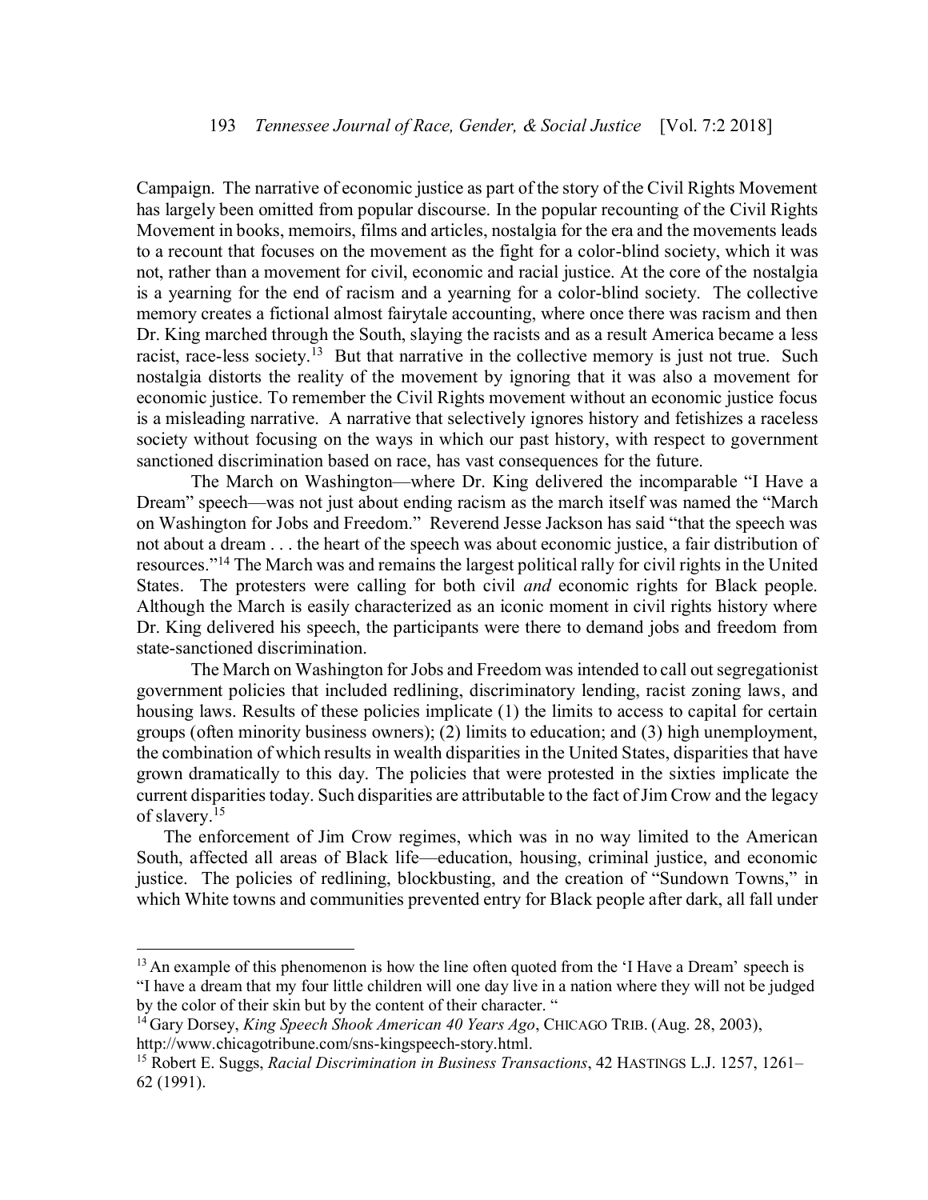Campaign. The narrative of economic justice as part of the story of the Civil Rights Movement has largely been omitted from popular discourse. In the popular recounting of the Civil Rights Movement in books, memoirs, films and articles, nostalgia for the era and the movements leads to a recount that focuses on the movement as the fight for a color-blind society, which it was not, rather than a movement for civil, economic and racial justice. At the core of the nostalgia is a yearning for the end of racism and a yearning for a color-blind society. The collective memory creates a fictional almost fairytale accounting, where once there was racism and then Dr. King marched through the South, slaying the racists and as a result America became a less racist, race-less society.[13] But that narrative in the collective memory is just not true. Such nostalgia distorts the reality of the movement by ignoring that it was also a movement for economic justice. To remember the Civil Rights movement without an economic justice focus is a misleading narrative. A narrative that selectively ignores history and fetishizes a raceless society without focusing on the ways in which our past history, with respect to government sanctioned discrimination based on race, has vast consequences for the future.

The March on Washington—where Dr. King delivered the incomparable "I Have a Dream" speech—was not just about ending racism as the march itself was named the "March on Washington for Jobs and Freedom." Reverend Jesse Jackson has said "that the speech was not about a dream . . . the heart of the speech was about economic justice, a fair distribution of resources."[14] The March was and remains the largest political rally for civil rights in the United States. The protesters were calling for both civil *and* economic rights for Black people. Although the March is easily characterized as an iconic moment in civil rights history where Dr. King delivered his speech, the participants were there to demand jobs and freedom from state-sanctioned discrimination.

The March on Washington for Jobs and Freedom was intended to call out segregationist government policies that included redlining, discriminatory lending, racist zoning laws, and housing laws. Results of these policies implicate (1) the limits to access to capital for certain groups (often minority business owners); (2) limits to education; and (3) high unemployment, the combination of which results in wealth disparities in the United States, disparities that have grown dramatically to this day. The policies that were protested in the sixties implicate the current disparities today. Such disparities are attributable to the fact of Jim Crow and the legacy of slavery.[15]

The enforcement of Jim Crow regimes, which was in no way limited to the American South, affected all areas of Black life—education, housing, criminal justice, and economic justice. The policies of redlining, blockbusting, and the creation of "Sundown Towns," in which White towns and communities prevented entry for Black people after dark, all fall under

---

[13] An example of this phenomenon is how the line often quoted from the 'I Have a Dream' speech is "I have a dream that my four little children will one day live in a nation where they will not be judged by the color of their skin but by the content of their character. "

[14] Gary Dorsey, *King Speech Shook American 40 Years Ago*, CHICAGO TRIB. (Aug. 28, 2003), http://www.chicagotribune.com/sns-kingspeech-story.html.

[15] Robert E. Suggs, *Racial Discrimination in Business Transactions*, 42 HASTINGS L.J. 1257, 1261–62 (1991).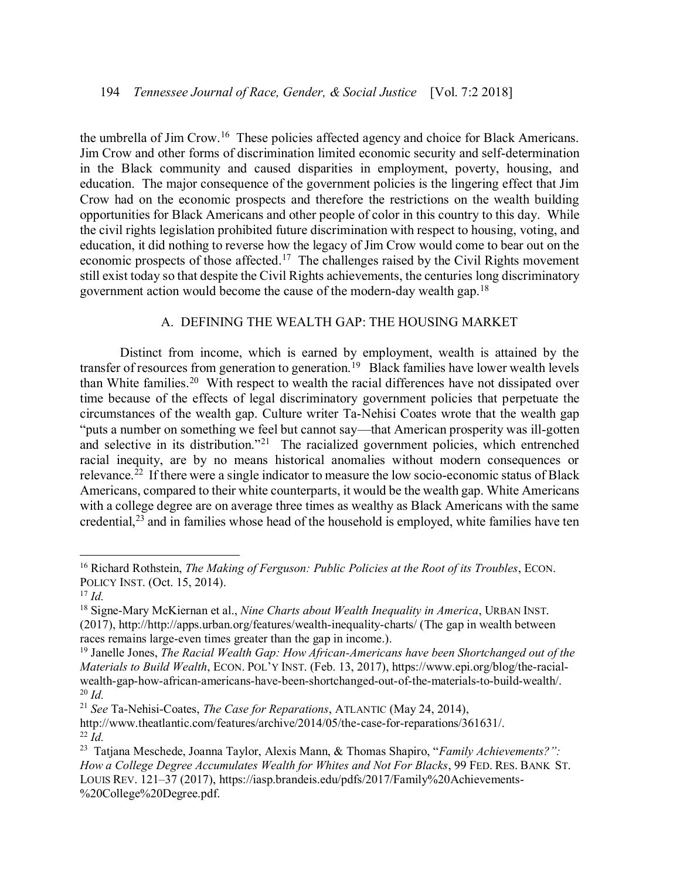the umbrella of Jim Crow.[16] These policies affected agency and choice for Black Americans. Jim Crow and other forms of discrimination limited economic security and self-determination in the Black community and caused disparities in employment, poverty, housing, and education. The major consequence of the government policies is the lingering effect that Jim Crow had on the economic prospects and therefore the restrictions on the wealth building opportunities for Black Americans and other people of color in this country to this day. While the civil rights legislation prohibited future discrimination with respect to housing, voting, and education, it did nothing to reverse how the legacy of Jim Crow would come to bear out on the economic prospects of those affected.[17] The challenges raised by the Civil Rights movement still exist today so that despite the Civil Rights achievements, the centuries long discriminatory government action would become the cause of the modern-day wealth gap.[18]

### A. DEFINING THE WEALTH GAP: THE HOUSING MARKET

Distinct from income, which is earned by employment, wealth is attained by the transfer of resources from generation to generation.[19] Black families have lower wealth levels than White families.[20] With respect to wealth the racial differences have not dissipated over time because of the effects of legal discriminatory government policies that perpetuate the circumstances of the wealth gap. Culture writer Ta-Nehisi Coates wrote that the wealth gap "puts a number on something we feel but cannot say—that American prosperity was ill-gotten and selective in its distribution."[21] The racialized government policies, which entrenched racial inequity, are by no means historical anomalies without modern consequences or relevance.[22] If there were a single indicator to measure the low socio-economic status of Black Americans, compared to their white counterparts, it would be the wealth gap. White Americans with a college degree are on average three times as wealthy as Black Americans with the same credential,[23] and in families whose head of the household is employed, white families have ten

---

[16] Richard Rothstein, *The Making of Ferguson: Public Policies at the Root of its Troubles*, ECON. POLICY INST. (Oct. 15, 2014).

[17] *Id.*

[18] Signe-Mary McKiernan et al., *Nine Charts about Wealth Inequality in America*, URBAN INST. (2017), http://http://apps.urban.org/features/wealth-inequality-charts/ (The gap in wealth between races remains large-even times greater than the gap in income.).

[19] Janelle Jones, *The Racial Wealth Gap: How African-Americans have been Shortchanged out of the Materials to Build Wealth*, ECON. POL'Y INST. (Feb. 13, 2017), https://www.epi.org/blog/the-racial-wealth-gap-how-african-americans-have-been-shortchanged-out-of-the-materials-to-build-wealth/.

[20] *Id.*

[21] *See* Ta-Nehisi-Coates, *The Case for Reparations*, ATLANTIC (May 24, 2014), http://www.theatlantic.com/features/archive/2014/05/the-case-for-reparations/361631/.

[22] *Id.*

[23] Tatjana Meschede, Joanna Taylor, Alexis Mann, & Thomas Shapiro, "*Family Achievements?": How a College Degree Accumulates Wealth for Whites and Not For Blacks*, 99 FED. RES. BANK ST. LOUIS REV. 121–37 (2017), https://iasp.brandeis.edu/pdfs/2017/Family%20Achievements-%20College%20Degree.pdf.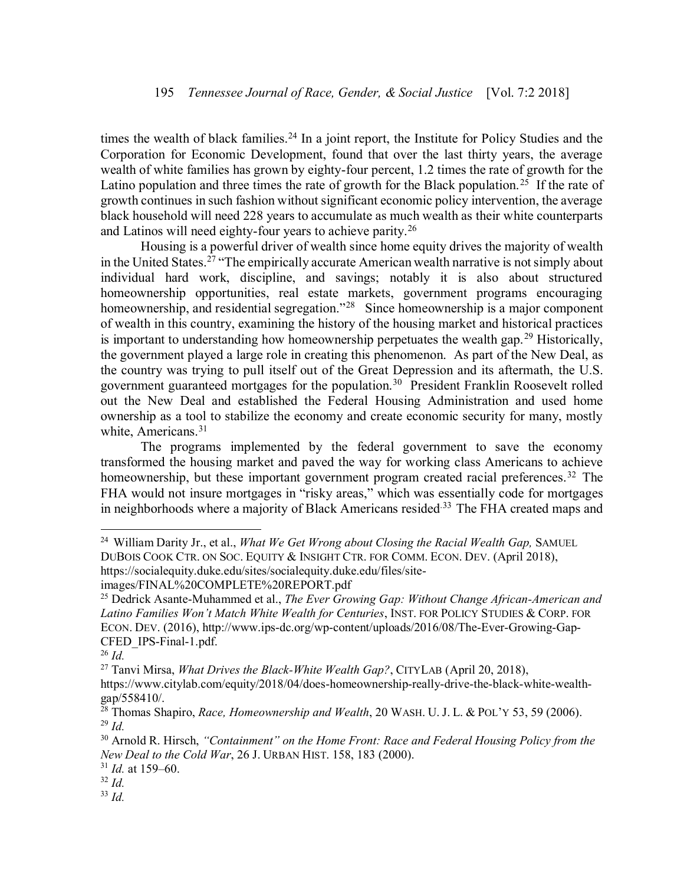times the wealth of black families.[24] In a joint report, the Institute for Policy Studies and the Corporation for Economic Development, found that over the last thirty years, the average wealth of white families has grown by eighty-four percent, 1.2 times the rate of growth for the Latino population and three times the rate of growth for the Black population.[25] If the rate of growth continues in such fashion without significant economic policy intervention, the average black household will need 228 years to accumulate as much wealth as their white counterparts and Latinos will need eighty-four years to achieve parity.[26]

Housing is a powerful driver of wealth since home equity drives the majority of wealth in the United States.[27] "The empirically accurate American wealth narrative is not simply about individual hard work, discipline, and savings; notably it is also about structured homeownership opportunities, real estate markets, government programs encouraging homeownership, and residential segregation."[28] Since homeownership is a major component of wealth in this country, examining the history of the housing market and historical practices is important to understanding how homeownership perpetuates the wealth gap.[29] Historically, the government played a large role in creating this phenomenon. As part of the New Deal, as the country was trying to pull itself out of the Great Depression and its aftermath, the U.S. government guaranteed mortgages for the population.[30] President Franklin Roosevelt rolled out the New Deal and established the Federal Housing Administration and used home ownership as a tool to stabilize the economy and create economic security for many, mostly white, Americans.[31]

The programs implemented by the federal government to save the economy transformed the housing market and paved the way for working class Americans to achieve homeownership, but these important government program created racial preferences.[32] The FHA would not insure mortgages in "risky areas," which was essentially code for mortgages in neighborhoods where a majority of Black Americans resided.[33] The FHA created maps and

---

[24] William Darity Jr., et al., *What We Get Wrong about Closing the Racial Wealth Gap,* SAMUEL DUBOIS COOK CTR. ON SOC. EQUITY & INSIGHT CTR. FOR COMM. ECON. DEV. (April 2018), https://socialequity.duke.edu/sites/socialequity.duke.edu/files/site-images/FINAL%20COMPLETE%20REPORT.pdf

[25] Dedrick Asante-Muhammed et al., *The Ever Growing Gap: Without Change African-American and Latino Families Won't Match White Wealth for Centuries*, INST. FOR POLICY STUDIES & CORP. FOR ECON. DEV. (2016), http://www.ips-dc.org/wp-content/uploads/2016/08/The-Ever-Growing-Gap-CFED_IPS-Final-1.pdf.

[26] *Id.*

[27] Tanvi Mirsa, *What Drives the Black-White Wealth Gap?*, CITYLAB (April 20, 2018), https://www.citylab.com/equity/2018/04/does-homeownership-really-drive-the-black-white-wealth-gap/558410/.

[28] Thomas Shapiro, *Race, Homeownership and Wealth*, 20 WASH. U. J. L. & POL'Y 53, 59 (2006).

[29] *Id.*

[30] Arnold R. Hirsch, *"Containment" on the Home Front: Race and Federal Housing Policy from the New Deal to the Cold War*, 26 J. URBAN HIST. 158, 183 (2000).

[31] *Id.* at 159–60.

[32] *Id.*

[33] *Id.*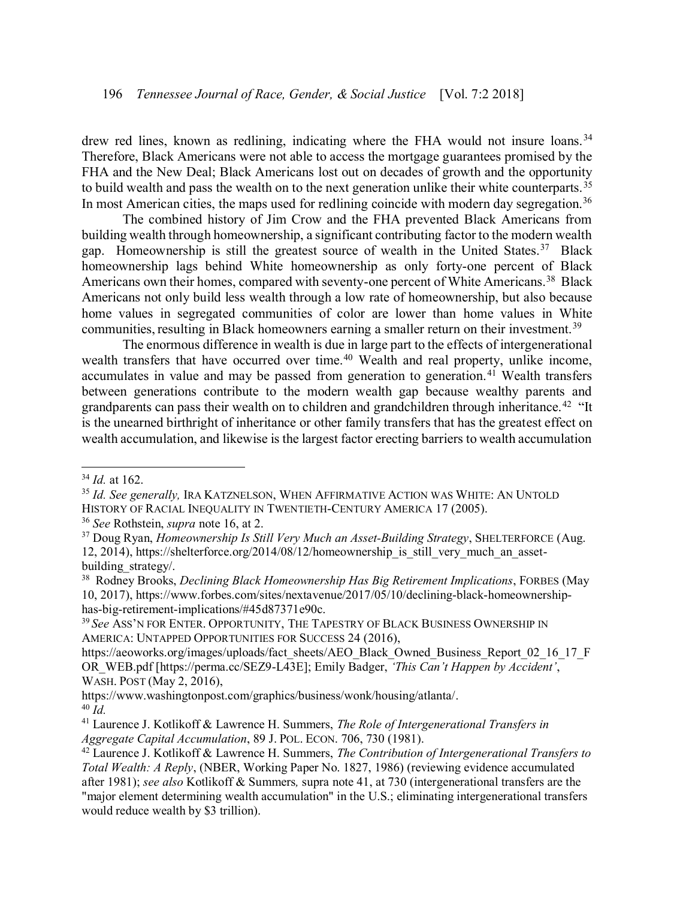drew red lines, known as redlining, indicating where the FHA would not insure loans.[34] Therefore, Black Americans were not able to access the mortgage guarantees promised by the FHA and the New Deal; Black Americans lost out on decades of growth and the opportunity to build wealth and pass the wealth on to the next generation unlike their white counterparts.[35] In most American cities, the maps used for redlining coincide with modern day segregation.[36]

The combined history of Jim Crow and the FHA prevented Black Americans from building wealth through homeownership, a significant contributing factor to the modern wealth gap. Homeownership is still the greatest source of wealth in the United States.[37] Black homeownership lags behind White homeownership as only forty-one percent of Black Americans own their homes, compared with seventy-one percent of White Americans.[38] Black Americans not only build less wealth through a low rate of homeownership, but also because home values in segregated communities of color are lower than home values in White communities, resulting in Black homeowners earning a smaller return on their investment.[39]

The enormous difference in wealth is due in large part to the effects of intergenerational wealth transfers that have occurred over time.[40] Wealth and real property, unlike income, accumulates in value and may be passed from generation to generation.[41] Wealth transfers between generations contribute to the modern wealth gap because wealthy parents and grandparents can pass their wealth on to children and grandchildren through inheritance.[42] "It is the unearned birthright of inheritance or other family transfers that has the greatest effect on wealth accumulation, and likewise is the largest factor erecting barriers to wealth accumulation

---

[34] *Id.* at 162.

[35] *Id. See generally,* IRA KATZNELSON, WHEN AFFIRMATIVE ACTION WAS WHITE: AN UNTOLD HISTORY OF RACIAL INEQUALITY IN TWENTIETH-CENTURY AMERICA 17 (2005).

[36] *See* Rothstein, *supra* note 16, at 2.

[37] Doug Ryan, *Homeownership Is Still Very Much an Asset-Building Strategy*, SHELTERFORCE (Aug. 12, 2014), https://shelterforce.org/2014/08/12/homeownership_is_still_very_much_an_asset-building_strategy/.

[38] Rodney Brooks, *Declining Black Homeownership Has Big Retirement Implications*, FORBES (May 10, 2017), https://www.forbes.com/sites/nextavenue/2017/05/10/declining-black-homeownership-has-big-retirement-implications/#45d87371e90c.

[39] *See* ASS'N FOR ENTER. OPPORTUNITY, THE TAPESTRY OF BLACK BUSINESS OWNERSHIP IN AMERICA: UNTAPPED OPPORTUNITIES FOR SUCCESS 24 (2016), https://aeoworks.org/images/uploads/fact_sheets/AEO_Black_Owned_Business_Report_02_16_17_FOR_WEB.pdf [https://perma.cc/SEZ9-L43E]; Emily Badger, *'This Can't Happen by Accident'*, WASH. POST (May 2, 2016), https://www.washingtonpost.com/graphics/business/wonk/housing/atlanta/.

[40] *Id.*

[41] Laurence J. Kotlikoff & Lawrence H. Summers, *The Role of Intergenerational Transfers in Aggregate Capital Accumulation*, 89 J. POL. ECON. 706, 730 (1981).

[42] Laurence J. Kotlikoff & Lawrence H. Summers, *The Contribution of Intergenerational Transfers to Total Wealth: A Reply*, (NBER, Working Paper No. 1827, 1986) (reviewing evidence accumulated after 1981); *see also* Kotlikoff & Summers*,* supra note 41, at 730 (intergenerational transfers are the "major element determining wealth accumulation" in the U.S.; eliminating intergenerational transfers would reduce wealth by $3 trillion).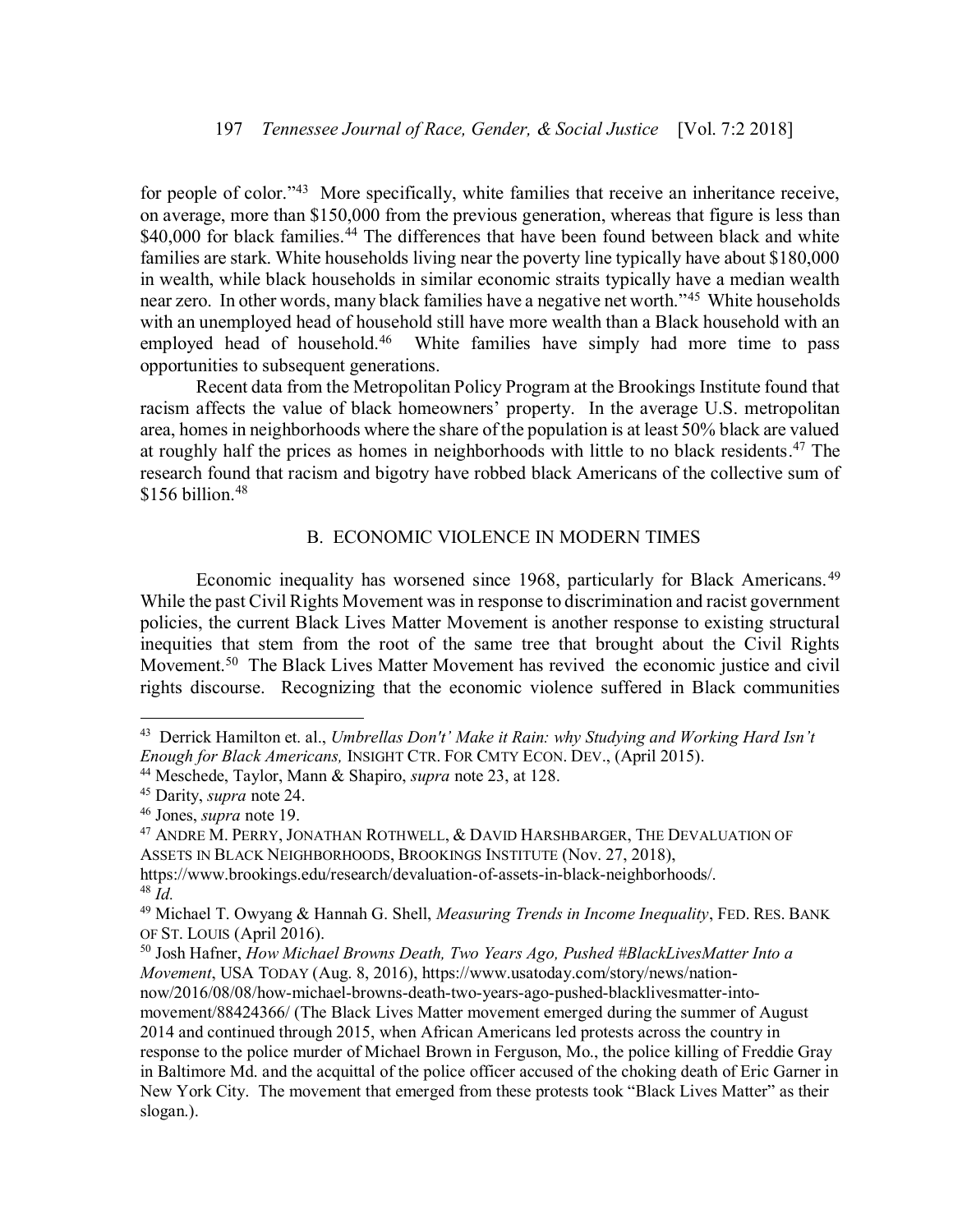for people of color."[43] More specifically, white families that receive an inheritance receive, on average, more than $150,000 from the previous generation, whereas that figure is less than $40,000 for black families.[44] The differences that have been found between black and white families are stark. White households living near the poverty line typically have about $180,000 in wealth, while black households in similar economic straits typically have a median wealth near zero. In other words, many black families have a negative net worth."[45] White households with an unemployed head of household still have more wealth than a Black household with an employed head of household.[46] White families have simply had more time to pass opportunities to subsequent generations.

Recent data from the Metropolitan Policy Program at the Brookings Institute found that racism affects the value of black homeowners' property. In the average U.S. metropolitan area, homes in neighborhoods where the share of the population is at least 50% black are valued at roughly half the prices as homes in neighborhoods with little to no black residents.[47] The research found that racism and bigotry have robbed black Americans of the collective sum of $156 billion.[48]

### B. ECONOMIC VIOLENCE IN MODERN TIMES

Economic inequality has worsened since 1968, particularly for Black Americans.[49] While the past Civil Rights Movement was in response to discrimination and racist government policies, the current Black Lives Matter Movement is another response to existing structural inequities that stem from the root of the same tree that brought about the Civil Rights Movement.[50] The Black Lives Matter Movement has revived the economic justice and civil rights discourse. Recognizing that the economic violence suffered in Black communities

---

[43] Derrick Hamilton et. al., *Umbrellas Don't' Make it Rain: why Studying and Working Hard Isn't Enough for Black Americans,* INSIGHT CTR. FOR CMTY ECON. DEV., (April 2015).

[44] Meschede, Taylor, Mann & Shapiro, *supra* note 23, at 128.

[45] Darity, *supra* note 24.

[46] Jones, *supra* note 19.

[47] ANDRE M. PERRY, JONATHAN ROTHWELL, & DAVID HARSHBARGER, THE DEVALUATION OF ASSETS IN BLACK NEIGHBORHOODS, BROOKINGS INSTITUTE (Nov. 27, 2018), https://www.brookings.edu/research/devaluation-of-assets-in-black-neighborhoods/.

[48] *Id.*

[49] Michael T. Owyang & Hannah G. Shell, *Measuring Trends in Income Inequality*, FED. RES. BANK OF ST. LOUIS (April 2016).

[50] Josh Hafner, *How Michael Browns Death, Two Years Ago, Pushed #BlackLivesMatter Into a Movement*, USA TODAY (Aug. 8, 2016), https://www.usatoday.com/story/news/nation-now/2016/08/08/how-michael-browns-death-two-years-ago-pushed-blacklivesmatter-into-movement/88424366/ (The Black Lives Matter movement emerged during the summer of August 2014 and continued through 2015, when African Americans led protests across the country in response to the police murder of Michael Brown in Ferguson, Mo., the police killing of Freddie Gray in Baltimore Md. and the acquittal of the police officer accused of the choking death of Eric Garner in New York City. The movement that emerged from these protests took "Black Lives Matter" as their slogan.).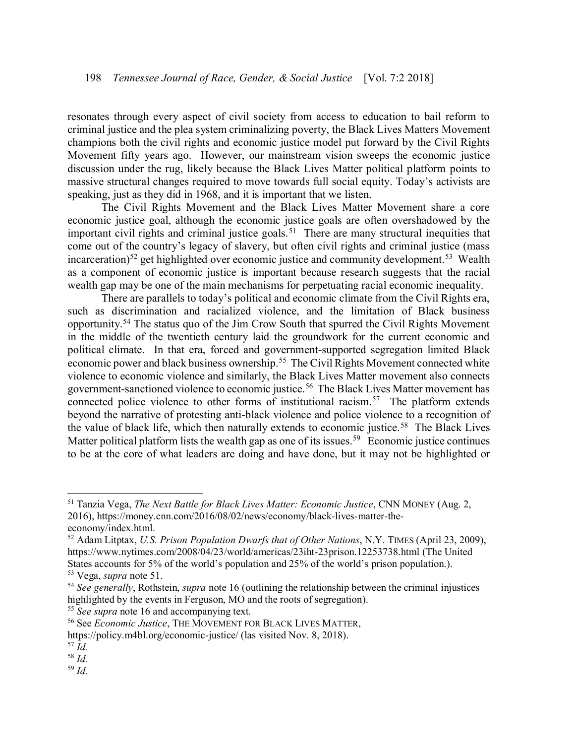resonates through every aspect of civil society from access to education to bail reform to criminal justice and the plea system criminalizing poverty, the Black Lives Matters Movement champions both the civil rights and economic justice model put forward by the Civil Rights Movement fifty years ago. However, our mainstream vision sweeps the economic justice discussion under the rug, likely because the Black Lives Matter political platform points to massive structural changes required to move towards full social equity. Today's activists are speaking, just as they did in 1968, and it is important that we listen.

The Civil Rights Movement and the Black Lives Matter Movement share a core economic justice goal, although the economic justice goals are often overshadowed by the important civil rights and criminal justice goals.[51] There are many structural inequities that come out of the country's legacy of slavery, but often civil rights and criminal justice (mass incarceration)[52] get highlighted over economic justice and community development.[53] Wealth as a component of economic justice is important because research suggests that the racial wealth gap may be one of the main mechanisms for perpetuating racial economic inequality.

There are parallels to today's political and economic climate from the Civil Rights era, such as discrimination and racialized violence, and the limitation of Black business opportunity.[54] The status quo of the Jim Crow South that spurred the Civil Rights Movement in the middle of the twentieth century laid the groundwork for the current economic and political climate. In that era, forced and government-supported segregation limited Black economic power and black business ownership.[55] The Civil Rights Movement connected white violence to economic violence and similarly, the Black Lives Matter movement also connects government-sanctioned violence to economic justice.[56] The Black Lives Matter movement has connected police violence to other forms of institutional racism.[57] The platform extends beyond the narrative of protesting anti-black violence and police violence to a recognition of the value of black life, which then naturally extends to economic justice.[58] The Black Lives Matter political platform lists the wealth gap as one of its issues.[59] Economic justice continues to be at the core of what leaders are doing and have done, but it may not be highlighted or

---

[51] Tanzia Vega, *The Next Battle for Black Lives Matter: Economic Justice*, CNN MONEY (Aug. 2, 2016), https://money.cnn.com/2016/08/02/news/economy/black-lives-matter-the-economy/index.html.

[52] Adam Litptax, *U.S. Prison Population Dwarfs that of Other Nations*, N.Y. TIMES (April 23, 2009), https://www.nytimes.com/2008/04/23/world/americas/23iht-23prison.12253738.html (The United States accounts for 5% of the world's population and 25% of the world's prison population.).

[53] Vega, *supra* note 51.

[54] *See generally*, Rothstein, *supra* note 16 (outlining the relationship between the criminal injustices highlighted by the events in Ferguson, MO and the roots of segregation).

[55] *See supra* note 16 and accompanying text.

[56] See *Economic Justice*, THE MOVEMENT FOR BLACK LIVES MATTER, https://policy.m4bl.org/economic-justice/ (las visited Nov. 8, 2018).

[57] *Id.*

[58] *Id.*

[59] *Id.*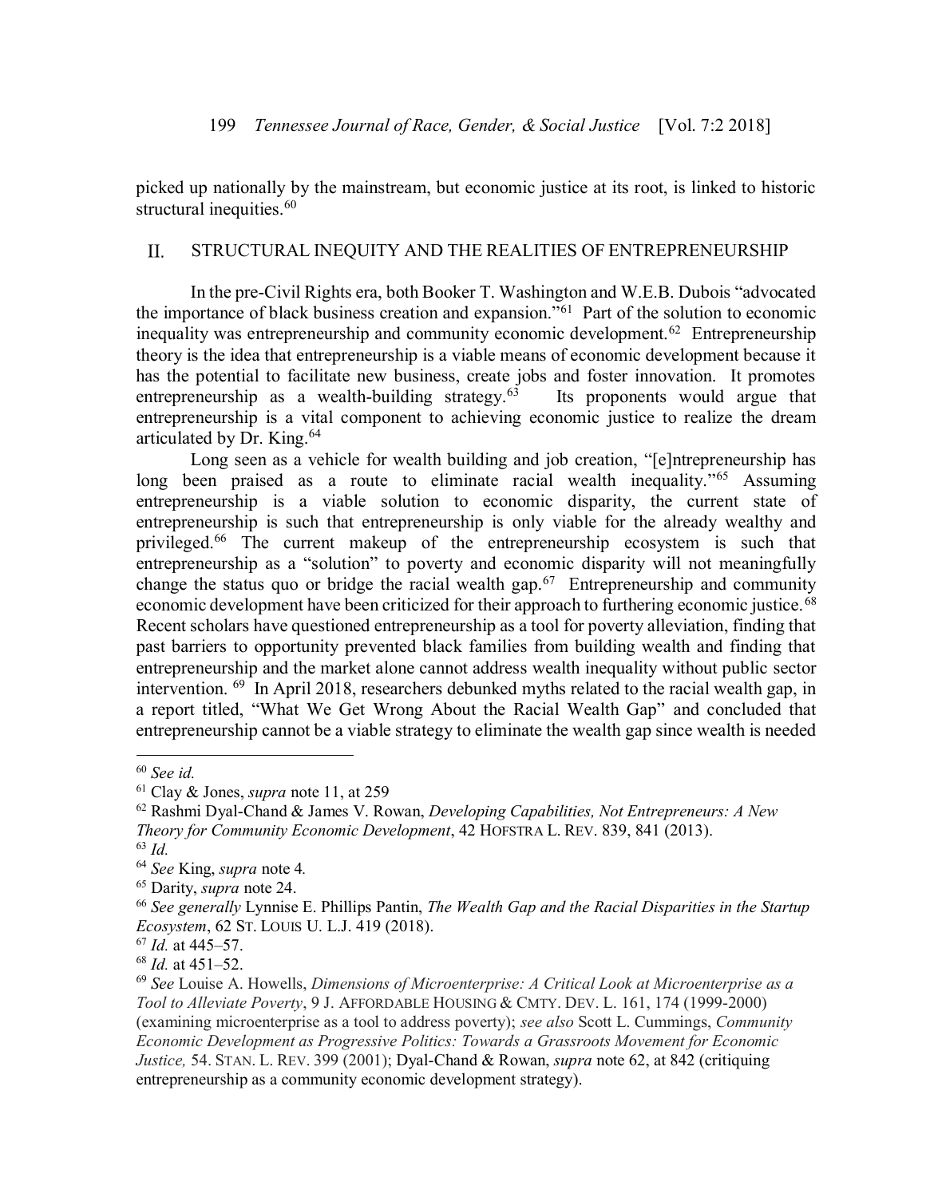picked up nationally by the mainstream, but economic justice at its root, is linked to historic structural inequities.[60]

## II. STRUCTURAL INEQUITY AND THE REALITIES OF ENTREPRENEURSHIP

In the pre-Civil Rights era, both Booker T. Washington and W.E.B. Dubois "advocated the importance of black business creation and expansion."[61] Part of the solution to economic inequality was entrepreneurship and community economic development.[62] Entrepreneurship theory is the idea that entrepreneurship is a viable means of economic development because it has the potential to facilitate new business, create jobs and foster innovation. It promotes entrepreneurship as a wealth-building strategy.[63] Its proponents would argue that entrepreneurship is a vital component to achieving economic justice to realize the dream articulated by Dr. King.[64]

Long seen as a vehicle for wealth building and job creation, "[e]ntrepreneurship has long been praised as a route to eliminate racial wealth inequality."[65] Assuming entrepreneurship is a viable solution to economic disparity, the current state of entrepreneurship is such that entrepreneurship is only viable for the already wealthy and privileged.[66] The current makeup of the entrepreneurship ecosystem is such that entrepreneurship as a "solution" to poverty and economic disparity will not meaningfully change the status quo or bridge the racial wealth gap.[67] Entrepreneurship and community economic development have been criticized for their approach to furthering economic justice.[68] Recent scholars have questioned entrepreneurship as a tool for poverty alleviation, finding that past barriers to opportunity prevented black families from building wealth and finding that entrepreneurship and the market alone cannot address wealth inequality without public sector intervention.[69] In April 2018, researchers debunked myths related to the racial wealth gap, in a report titled, "What We Get Wrong About the Racial Wealth Gap" and concluded that entrepreneurship cannot be a viable strategy to eliminate the wealth gap since wealth is needed

---

[60] *See id.*

[61] Clay & Jones, *supra* note 11, at 259

[62] Rashmi Dyal-Chand & James V. Rowan, *Developing Capabilities, Not Entrepreneurs: A New Theory for Community Economic Development*, 42 HOFSTRA L. REV. 839, 841 (2013).

[63] *Id.*

[64] *See* King, *supra* note 4.

[65] Darity, *supra* note 24.

[66] *See generally* Lynnise E. Phillips Pantin, *The Wealth Gap and the Racial Disparities in the Startup Ecosystem*, 62 ST. LOUIS U. L.J. 419 (2018).

[67] *Id.* at 445–57.

[68] *Id.* at 451–52.

[69] *See* Louise A. Howells, *Dimensions of Microenterprise: A Critical Look at Microenterprise as a Tool to Alleviate Poverty*, 9 J. AFFORDABLE HOUSING & CMTY. DEV. L. 161, 174 (1999-2000) (examining microenterprise as a tool to address poverty); *see also* Scott L. Cummings, *Community Economic Development as Progressive Politics: Towards a Grassroots Movement for Economic Justice,* 54. STAN. L. REV. 399 (2001); Dyal-Chand & Rowan, *supra* note 62, at 842 (critiquing entrepreneurship as a community economic development strategy).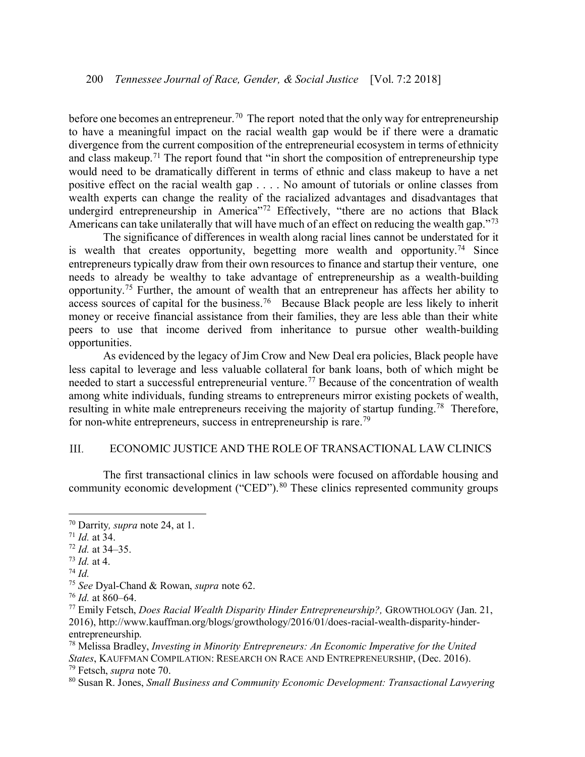before one becomes an entrepreneur.[70] The report noted that the only way for entrepreneurship to have a meaningful impact on the racial wealth gap would be if there were a dramatic divergence from the current composition of the entrepreneurial ecosystem in terms of ethnicity and class makeup.[71] The report found that "in short the composition of entrepreneurship type would need to be dramatically different in terms of ethnic and class makeup to have a net positive effect on the racial wealth gap . . . . No amount of tutorials or online classes from wealth experts can change the reality of the racialized advantages and disadvantages that undergird entrepreneurship in America"[72] Effectively, "there are no actions that Black Americans can take unilaterally that will have much of an effect on reducing the wealth gap."[73]

The significance of differences in wealth along racial lines cannot be understated for it is wealth that creates opportunity, begetting more wealth and opportunity.[74] Since entrepreneurs typically draw from their own resources to finance and startup their venture, one needs to already be wealthy to take advantage of entrepreneurship as a wealth-building opportunity.[75] Further, the amount of wealth that an entrepreneur has affects her ability to access sources of capital for the business.[76] Because Black people are less likely to inherit money or receive financial assistance from their families, they are less able than their white peers to use that income derived from inheritance to pursue other wealth-building opportunities.

As evidenced by the legacy of Jim Crow and New Deal era policies, Black people have less capital to leverage and less valuable collateral for bank loans, both of which might be needed to start a successful entrepreneurial venture.[77] Because of the concentration of wealth among white individuals, funding streams to entrepreneurs mirror existing pockets of wealth, resulting in white male entrepreneurs receiving the majority of startup funding.[78] Therefore, for non-white entrepreneurs, success in entrepreneurship is rare.[79]

## III. ECONOMIC JUSTICE AND THE ROLE OF TRANSACTIONAL LAW CLINICS

The first transactional clinics in law schools were focused on affordable housing and community economic development ("CED").[80] These clinics represented community groups

---

[70] Darrity, *supra* note 24, at 1.

[71] *Id.* at 34.

[72] *Id.* at 34–35.

[73] *Id.* at 4.

[74] *Id.*

[75] *See* Dyal-Chand & Rowan, *supra* note 62.

[76] *Id.* at 860–64.

[77] Emily Fetsch, *Does Racial Wealth Disparity Hinder Entrepreneurship?,* GROWTHOLOGY (Jan. 21, 2016), http://www.kauffman.org/blogs/growthology/2016/01/does-racial-wealth-disparity-hinder-entrepreneurship.

[78] Melissa Bradley, *Investing in Minority Entrepreneurs: An Economic Imperative for the United States*, KAUFFMAN COMPILATION: RESEARCH ON RACE AND ENTREPRENEURSHIP, (Dec. 2016).

[79] Fetsch, *supra* note 70.

[80] Susan R. Jones, *Small Business and Community Economic Development: Transactional Lawyering*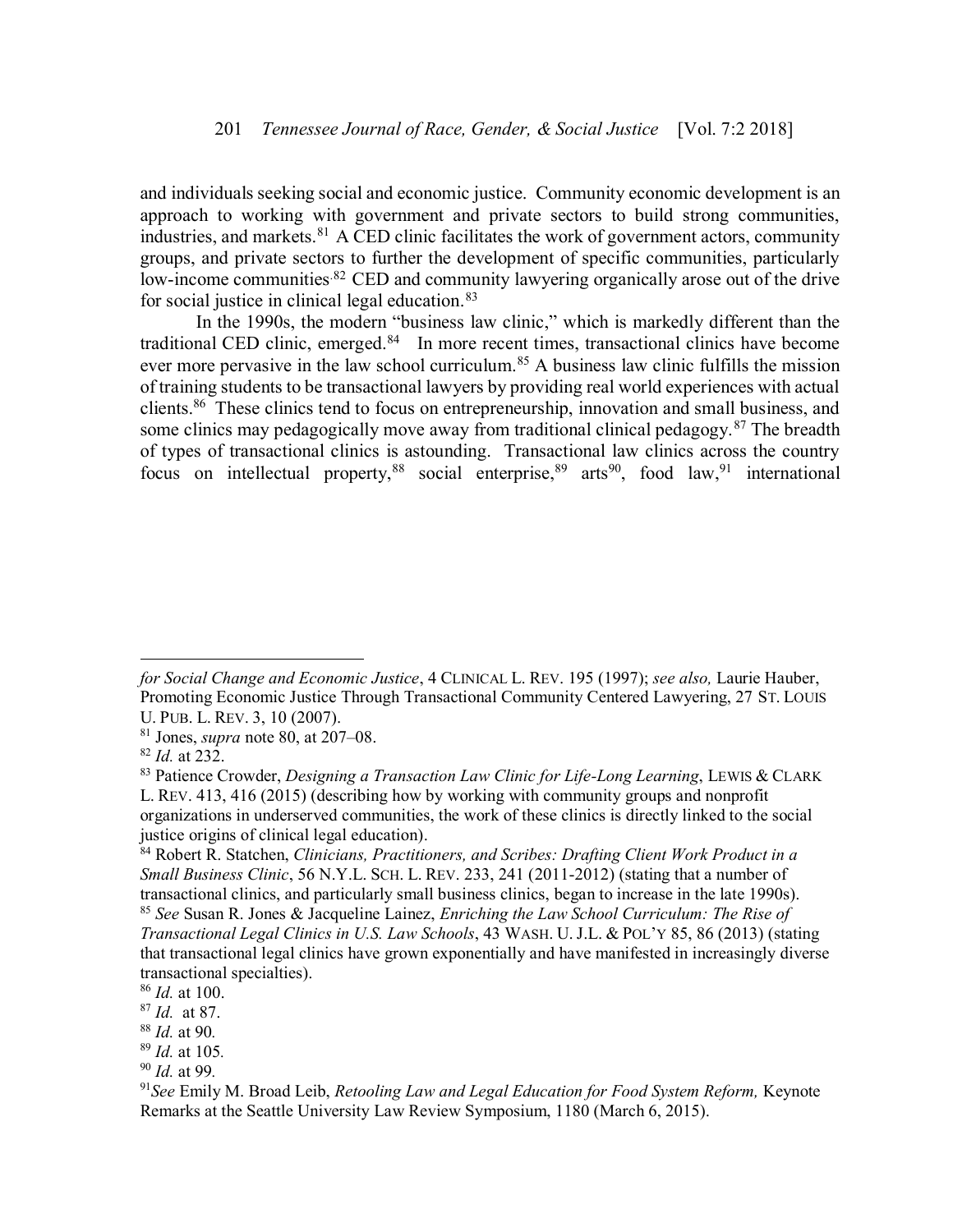and individuals seeking social and economic justice. Community economic development is an approach to working with government and private sectors to build strong communities, industries, and markets.[81] A CED clinic facilitates the work of government actors, community groups, and private sectors to further the development of specific communities, particularly low-income communities.[82] CED and community lawyering organically arose out of the drive for social justice in clinical legal education.[83]

In the 1990s, the modern "business law clinic," which is markedly different than the traditional CED clinic, emerged.[84] In more recent times, transactional clinics have become ever more pervasive in the law school curriculum.[85] A business law clinic fulfills the mission of training students to be transactional lawyers by providing real world experiences with actual clients.[86] These clinics tend to focus on entrepreneurship, innovation and small business, and some clinics may pedagogically move away from traditional clinical pedagogy.[87] The breadth of types of transactional clinics is astounding. Transactional law clinics across the country focus on intellectual property,[88] social enterprise,[89] arts[90], food law,[91] international

---

*for Social Change and Economic Justice*, 4 CLINICAL L. REV. 195 (1997); *see also,* Laurie Hauber, Promoting Economic Justice Through Transactional Community Centered Lawyering, 27 ST. LOUIS U. PUB. L. REV. 3, 10 (2007).

[81] Jones, *supra* note 80, at 207–08.

[82] *Id.* at 232.

[83] Patience Crowder, *Designing a Transaction Law Clinic for Life-Long Learning*, LEWIS & CLARK L. REV. 413, 416 (2015) (describing how by working with community groups and nonprofit organizations in underserved communities, the work of these clinics is directly linked to the social justice origins of clinical legal education).

[84] Robert R. Statchen, *Clinicians, Practitioners, and Scribes: Drafting Client Work Product in a Small Business Clinic*, 56 N.Y.L. SCH. L. REV. 233, 241 (2011-2012) (stating that a number of transactional clinics, and particularly small business clinics, began to increase in the late 1990s).

[85] *See* Susan R. Jones & Jacqueline Lainez, *Enriching the Law School Curriculum: The Rise of Transactional Legal Clinics in U.S. Law Schools*, 43 WASH. U. J.L. & POL'Y 85, 86 (2013) (stating that transactional legal clinics have grown exponentially and have manifested in increasingly diverse transactional specialties).

[86] *Id.* at 100.

[87] *Id.* at 87.

[88] *Id.* at 90.

[89] *Id.* at 105.

[90] *Id.* at 99.

[91] *See* Emily M. Broad Leib, *Retooling Law and Legal Education for Food System Reform,* Keynote Remarks at the Seattle University Law Review Symposium, 1180 (March 6, 2015).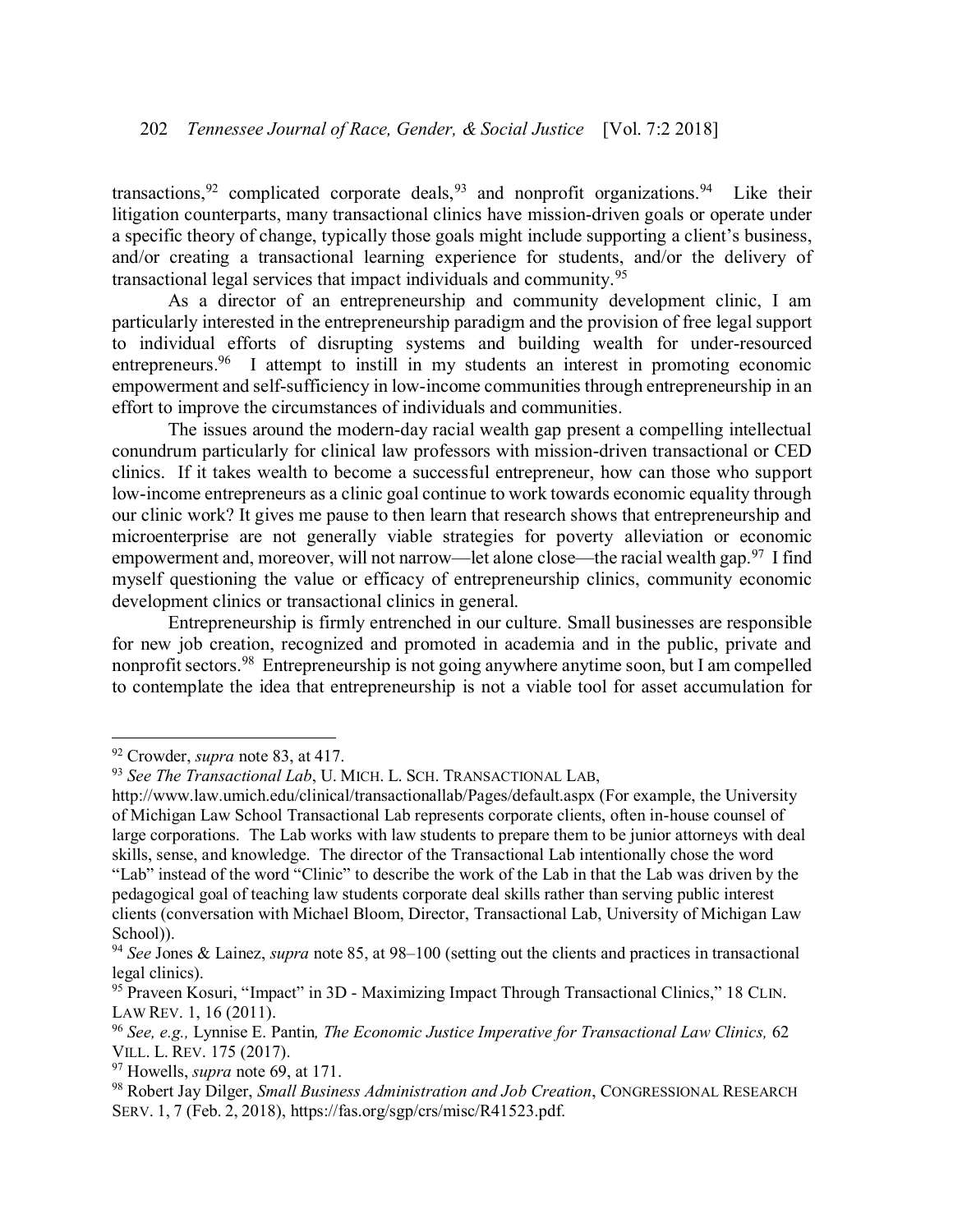transactions,[92] complicated corporate deals,[93] and nonprofit organizations.[94] Like their litigation counterparts, many transactional clinics have mission-driven goals or operate under a specific theory of change, typically those goals might include supporting a client's business, and/or creating a transactional learning experience for students, and/or the delivery of transactional legal services that impact individuals and community.[95]

As a director of an entrepreneurship and community development clinic, I am particularly interested in the entrepreneurship paradigm and the provision of free legal support to individual efforts of disrupting systems and building wealth for under-resourced entrepreneurs.[96] I attempt to instill in my students an interest in promoting economic empowerment and self-sufficiency in low-income communities through entrepreneurship in an effort to improve the circumstances of individuals and communities.

The issues around the modern-day racial wealth gap present a compelling intellectual conundrum particularly for clinical law professors with mission-driven transactional or CED clinics. If it takes wealth to become a successful entrepreneur, how can those who support low-income entrepreneurs as a clinic goal continue to work towards economic equality through our clinic work? It gives me pause to then learn that research shows that entrepreneurship and microenterprise are not generally viable strategies for poverty alleviation or economic empowerment and, moreover, will not narrow—let alone close—the racial wealth gap.[97] I find myself questioning the value or efficacy of entrepreneurship clinics, community economic development clinics or transactional clinics in general.

Entrepreneurship is firmly entrenched in our culture. Small businesses are responsible for new job creation, recognized and promoted in academia and in the public, private and nonprofit sectors.[98] Entrepreneurship is not going anywhere anytime soon, but I am compelled to contemplate the idea that entrepreneurship is not a viable tool for asset accumulation for

---

[92] Crowder, *supra* note 83, at 417.

[93] *See The Transactional Lab*, U. MICH. L. SCH. TRANSACTIONAL LAB, http://www.law.umich.edu/clinical/transactionallab/Pages/default.aspx (For example, the University of Michigan Law School Transactional Lab represents corporate clients, often in-house counsel of large corporations. The Lab works with law students to prepare them to be junior attorneys with deal skills, sense, and knowledge. The director of the Transactional Lab intentionally chose the word "Lab" instead of the word "Clinic" to describe the work of the Lab in that the Lab was driven by the pedagogical goal of teaching law students corporate deal skills rather than serving public interest clients (conversation with Michael Bloom, Director, Transactional Lab, University of Michigan Law School)).

[94] *See* Jones & Lainez, *supra* note 85, at 98–100 (setting out the clients and practices in transactional legal clinics).

[95] Praveen Kosuri, "Impact" in 3D - Maximizing Impact Through Transactional Clinics," 18 CLIN. LAW REV. 1, 16 (2011).

[96] *See, e.g.,* Lynnise E. Pantin, *The Economic Justice Imperative for Transactional Law Clinics,* 62 VILL. L. REV. 175 (2017).

[97] Howells, *supra* note 69, at 171.

[98] Robert Jay Dilger, *Small Business Administration and Job Creation*, CONGRESSIONAL RESEARCH SERV. 1, 7 (Feb. 2, 2018), https://fas.org/sgp/crs/misc/R41523.pdf.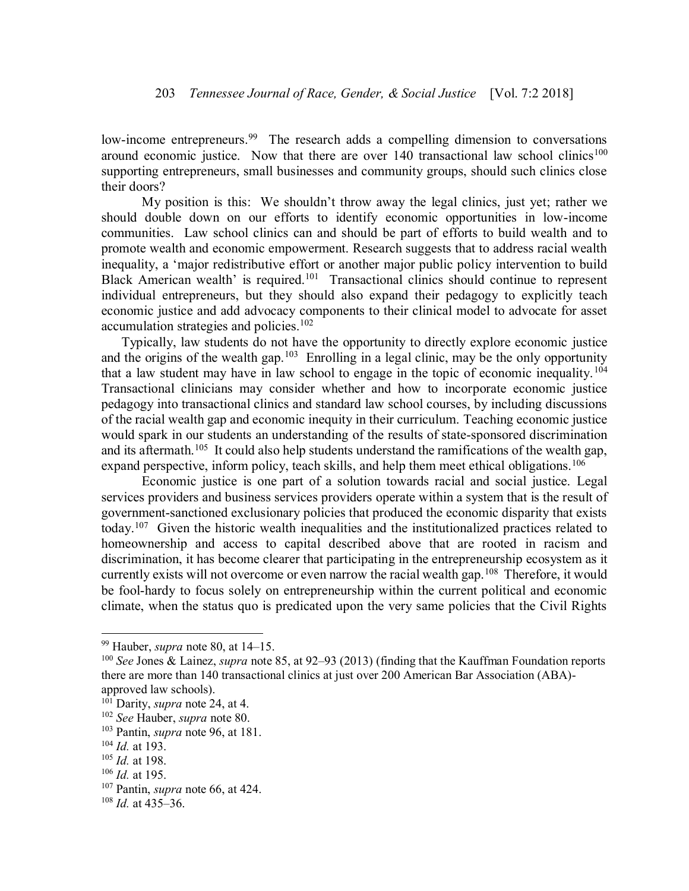low-income entrepreneurs.[99] The research adds a compelling dimension to conversations around economic justice. Now that there are over 140 transactional law school clinics[100] supporting entrepreneurs, small businesses and community groups, should such clinics close their doors?

My position is this: We shouldn't throw away the legal clinics, just yet; rather we should double down on our efforts to identify economic opportunities in low-income communities. Law school clinics can and should be part of efforts to build wealth and to promote wealth and economic empowerment. Research suggests that to address racial wealth inequality, a 'major redistributive effort or another major public policy intervention to build Black American wealth' is required.[101] Transactional clinics should continue to represent individual entrepreneurs, but they should also expand their pedagogy to explicitly teach economic justice and add advocacy components to their clinical model to advocate for asset accumulation strategies and policies.[102]

Typically, law students do not have the opportunity to directly explore economic justice and the origins of the wealth gap.[103] Enrolling in a legal clinic, may be the only opportunity that a law student may have in law school to engage in the topic of economic inequality.[104] Transactional clinicians may consider whether and how to incorporate economic justice pedagogy into transactional clinics and standard law school courses, by including discussions of the racial wealth gap and economic inequity in their curriculum. Teaching economic justice would spark in our students an understanding of the results of state-sponsored discrimination and its aftermath.[105] It could also help students understand the ramifications of the wealth gap, expand perspective, inform policy, teach skills, and help them meet ethical obligations.[106]

Economic justice is one part of a solution towards racial and social justice. Legal services providers and business services providers operate within a system that is the result of government-sanctioned exclusionary policies that produced the economic disparity that exists today.[107] Given the historic wealth inequalities and the institutionalized practices related to homeownership and access to capital described above that are rooted in racism and discrimination, it has become clearer that participating in the entrepreneurship ecosystem as it currently exists will not overcome or even narrow the racial wealth gap.[108] Therefore, it would be fool-hardy to focus solely on entrepreneurship within the current political and economic climate, when the status quo is predicated upon the very same policies that the Civil Rights

---

[99] Hauber, *supra* note 80, at 14–15.

[100] *See* Jones & Lainez, *supra* note 85, at 92–93 (2013) (finding that the Kauffman Foundation reports there are more than 140 transactional clinics at just over 200 American Bar Association (ABA)-approved law schools).

[101] Darity, *supra* note 24, at 4.

[102] *See* Hauber, *supra* note 80.

[103] Pantin, *supra* note 96, at 181.

[104] *Id.* at 193.

[105] *Id.* at 198.

[106] *Id.* at 195.

[107] Pantin, *supra* note 66, at 424.

[108] *Id.* at 435–36.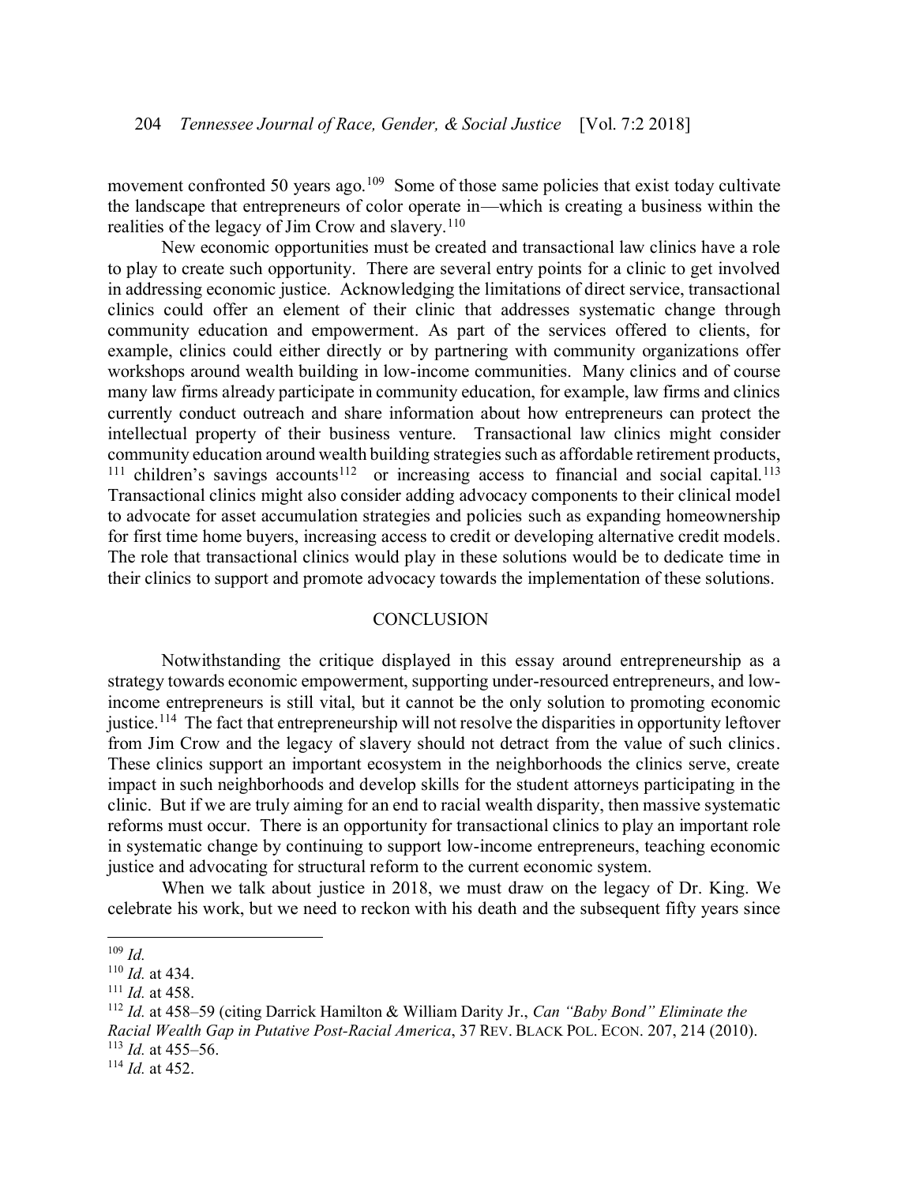movement confronted 50 years ago.[109] Some of those same policies that exist today cultivate the landscape that entrepreneurs of color operate in—which is creating a business within the realities of the legacy of Jim Crow and slavery.[110]

New economic opportunities must be created and transactional law clinics have a role to play to create such opportunity. There are several entry points for a clinic to get involved in addressing economic justice. Acknowledging the limitations of direct service, transactional clinics could offer an element of their clinic that addresses systematic change through community education and empowerment. As part of the services offered to clients, for example, clinics could either directly or by partnering with community organizations offer workshops around wealth building in low-income communities. Many clinics and of course many law firms already participate in community education, for example, law firms and clinics currently conduct outreach and share information about how entrepreneurs can protect the intellectual property of their business venture. Transactional law clinics might consider community education around wealth building strategies such as affordable retirement products,[111] children's savings accounts[112] or increasing access to financial and social capital.[113] Transactional clinics might also consider adding advocacy components to their clinical model to advocate for asset accumulation strategies and policies such as expanding homeownership for first time home buyers, increasing access to credit or developing alternative credit models. The role that transactional clinics would play in these solutions would be to dedicate time in their clinics to support and promote advocacy towards the implementation of these solutions.

## CONCLUSION

Notwithstanding the critique displayed in this essay around entrepreneurship as a strategy towards economic empowerment, supporting under-resourced entrepreneurs, and low-income entrepreneurs is still vital, but it cannot be the only solution to promoting economic justice.[114] The fact that entrepreneurship will not resolve the disparities in opportunity leftover from Jim Crow and the legacy of slavery should not detract from the value of such clinics. These clinics support an important ecosystem in the neighborhoods the clinics serve, create impact in such neighborhoods and develop skills for the student attorneys participating in the clinic. But if we are truly aiming for an end to racial wealth disparity, then massive systematic reforms must occur. There is an opportunity for transactional clinics to play an important role in systematic change by continuing to support low-income entrepreneurs, teaching economic justice and advocating for structural reform to the current economic system.

When we talk about justice in 2018, we must draw on the legacy of Dr. King. We celebrate his work, but we need to reckon with his death and the subsequent fifty years since

---

[109] *Id.*

[110] *Id.* at 434.

[111] *Id.* at 458.

[112] *Id.* at 458–59 (citing Darrick Hamilton & William Darity Jr., *Can "Baby Bond" Eliminate the Racial Wealth Gap in Putative Post-Racial America*, 37 REV. BLACK POL. ECON. 207, 214 (2010).

[113] *Id.* at 455–56.

[114] *Id.* at 452.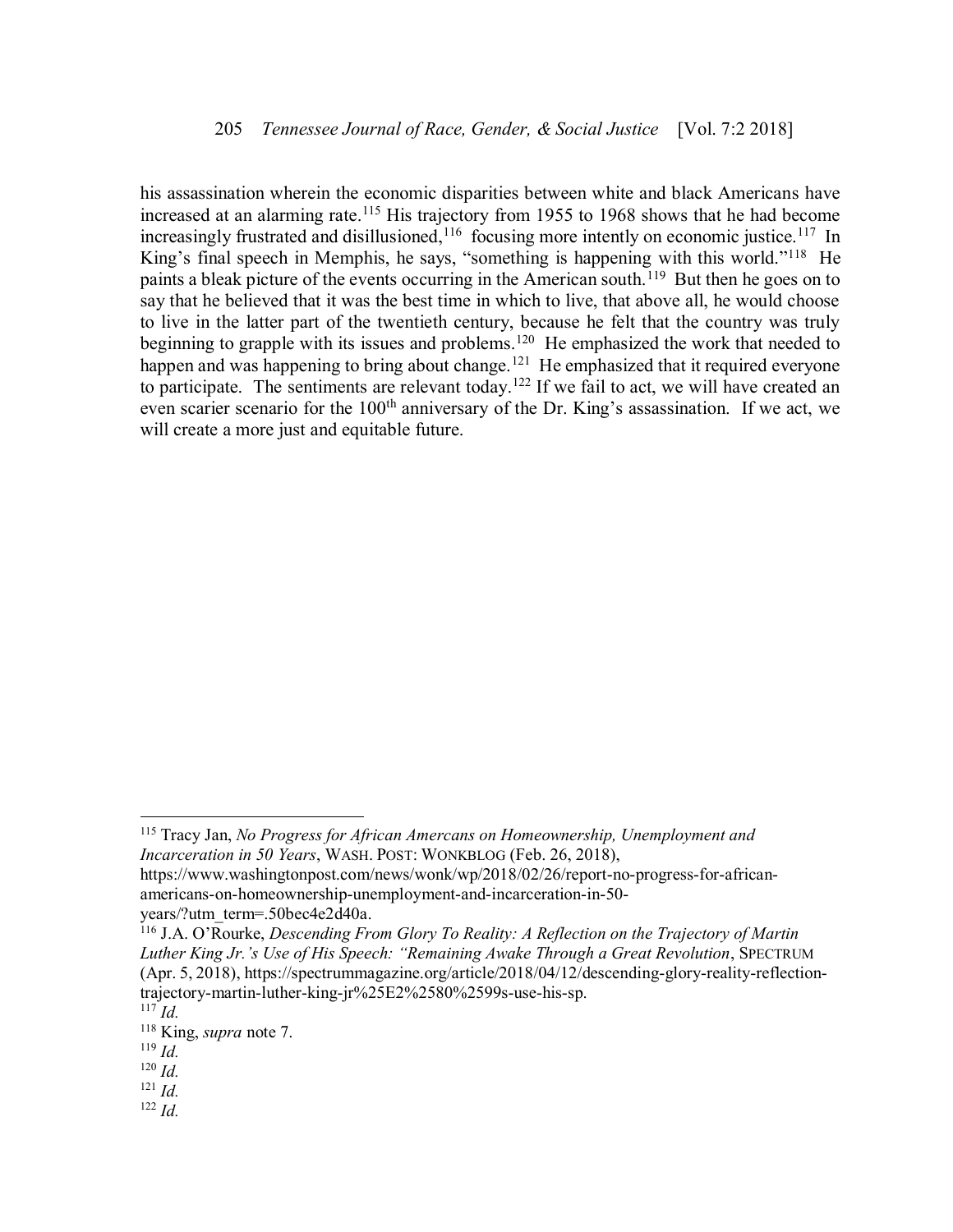his assassination wherein the economic disparities between white and black Americans have increased at an alarming rate.[115] His trajectory from 1955 to 1968 shows that he had become increasingly frustrated and disillusioned,[116] focusing more intently on economic justice.[117] In King's final speech in Memphis, he says, "something is happening with this world."[118] He paints a bleak picture of the events occurring in the American south.[119] But then he goes on to say that he believed that it was the best time in which to live, that above all, he would choose to live in the latter part of the twentieth century, because he felt that the country was truly beginning to grapple with its issues and problems.[120] He emphasized the work that needed to happen and was happening to bring about change.[121] He emphasized that it required everyone to participate. The sentiments are relevant today.[122] If we fail to act, we will have created an even scarier scenario for the 100th anniversary of the Dr. King's assassination. If we act, we will create a more just and equitable future.

---

[115] Tracy Jan, *No Progress for African Amercans on Homeownership, Unemployment and Incarceration in 50 Years*, WASH. POST: WONKBLOG (Feb. 26, 2018), https://www.washingtonpost.com/news/wonk/wp/2018/02/26/report-no-progress-for-african-americans-on-homeownership-unemployment-and-incarceration-in-50-years/?utm_term=.50bec4e2d40a.

[116] J.A. O'Rourke, *Descending From Glory To Reality: A Reflection on the Trajectory of Martin Luther King Jr.'s Use of His Speech: "Remaining Awake Through a Great Revolution*, SPECTRUM (Apr. 5, 2018), https://spectrummagazine.org/article/2018/04/12/descending-glory-reality-reflection-trajectory-martin-luther-king-jr%25E2%2580%2599s-use-his-sp.

[117] *Id.*

[118] King, *supra* note 7.

[119] *Id.*

[120] *Id.*

[121] *Id.*

[122] *Id.*